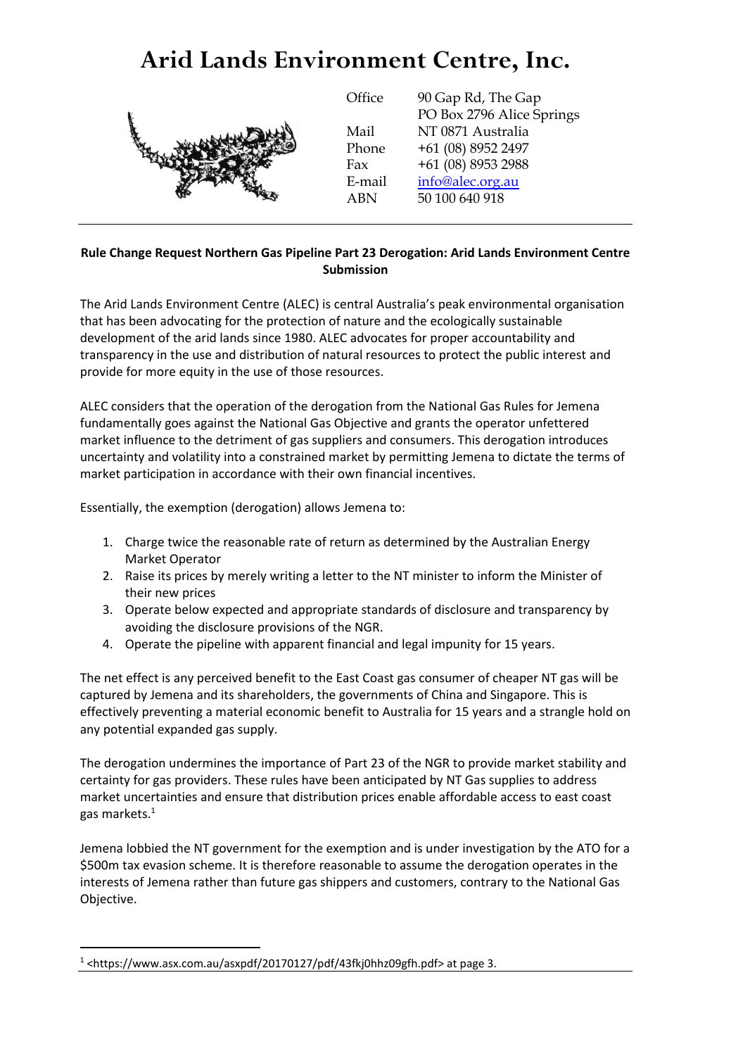# Arid Lands Environment Centre, Inc.

| | |
|---|---|
| Office | 90 Gap Rd, The Gap |
| | PO Box 2796 Alice Springs |
| Mail | NT 0871 Australia |
| Phone | +61 (08) 8952 2497 |
| Fax | +61 (08) 8953 2988 |
| E-mail | info@alec.org.au |
| ABN | 50 100 640 918 |

---

**Rule Change Request Northern Gas Pipeline Part 23 Derogation: Arid Lands Environment Centre Submission**

The Arid Lands Environment Centre (ALEC) is central Australia's peak environmental organisation that has been advocating for the protection of nature and the ecologically sustainable development of the arid lands since 1980. ALEC advocates for proper accountability and transparency in the use and distribution of natural resources to protect the public interest and provide for more equity in the use of those resources.

ALEC considers that the operation of the derogation from the National Gas Rules for Jemena fundamentally goes against the National Gas Objective and grants the operator unfettered market influence to the detriment of gas suppliers and consumers. This derogation introduces uncertainty and volatility into a constrained market by permitting Jemena to dictate the terms of market participation in accordance with their own financial incentives.

Essentially, the exemption (derogation) allows Jemena to:

1. Charge twice the reasonable rate of return as determined by the Australian Energy Market Operator
2. Raise its prices by merely writing a letter to the NT minister to inform the Minister of their new prices
3. Operate below expected and appropriate standards of disclosure and transparency by avoiding the disclosure provisions of the NGR.
4. Operate the pipeline with apparent financial and legal impunity for 15 years.

The net effect is any perceived benefit to the East Coast gas consumer of cheaper NT gas will be captured by Jemena and its shareholders, the governments of China and Singapore. This is effectively preventing a material economic benefit to Australia for 15 years and a strangle hold on any potential expanded gas supply.

The derogation undermines the importance of Part 23 of the NGR to provide market stability and certainty for gas providers. These rules have been anticipated by NT Gas supplies to address market uncertainties and ensure that distribution prices enable affordable access to east coast gas markets.[1]

Jemena lobbied the NT government for the exemption and is under investigation by the ATO for a $500m tax evasion scheme. It is therefore reasonable to assume the derogation operates in the interests of Jemena rather than future gas shippers and customers, contrary to the National Gas Objective.

---

[1] <https://www.asx.com.au/asxpdf/20170127/pdf/43fkj0hhz09gfh.pdf> at page 3.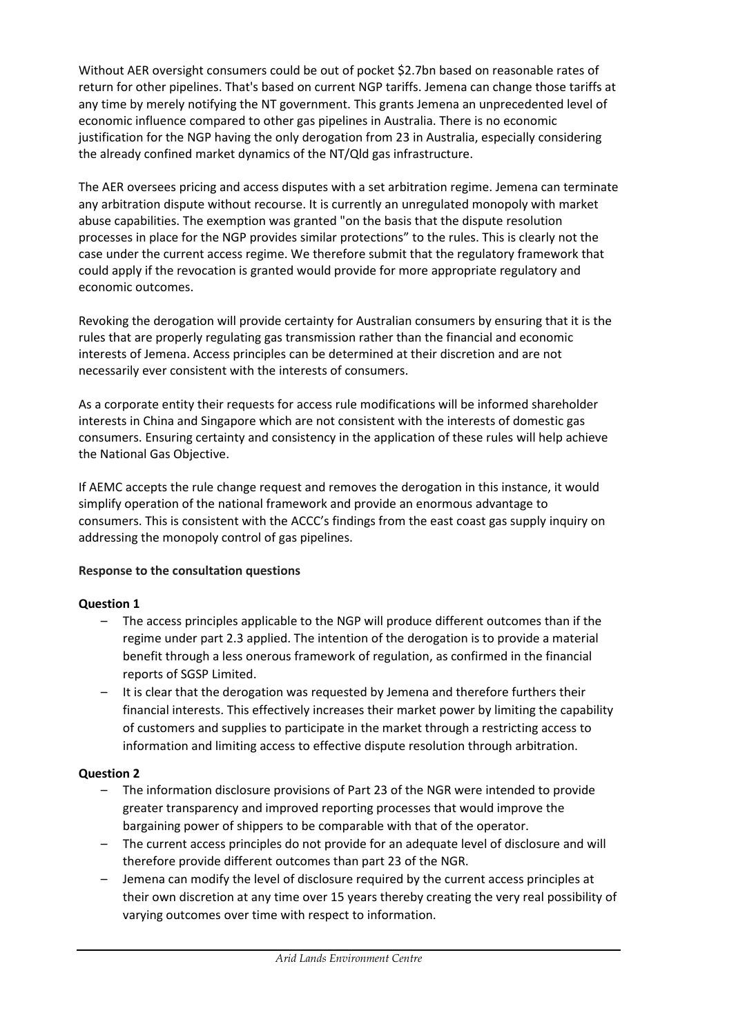Without AER oversight consumers could be out of pocket $2.7bn based on reasonable rates of return for other pipelines. That's based on current NGP tariffs. Jemena can change those tariffs at any time by merely notifying the NT government. This grants Jemena an unprecedented level of economic influence compared to other gas pipelines in Australia. There is no economic justification for the NGP having the only derogation from 23 in Australia, especially considering the already confined market dynamics of the NT/Qld gas infrastructure.

The AER oversees pricing and access disputes with a set arbitration regime. Jemena can terminate any arbitration dispute without recourse. It is currently an unregulated monopoly with market abuse capabilities. The exemption was granted "on the basis that the dispute resolution processes in place for the NGP provides similar protections" to the rules. This is clearly not the case under the current access regime. We therefore submit that the regulatory framework that could apply if the revocation is granted would provide for more appropriate regulatory and economic outcomes.

Revoking the derogation will provide certainty for Australian consumers by ensuring that it is the rules that are properly regulating gas transmission rather than the financial and economic interests of Jemena. Access principles can be determined at their discretion and are not necessarily ever consistent with the interests of consumers.

As a corporate entity their requests for access rule modifications will be informed shareholder interests in China and Singapore which are not consistent with the interests of domestic gas consumers. Ensuring certainty and consistency in the application of these rules will help achieve the National Gas Objective.

If AEMC accepts the rule change request and removes the derogation in this instance, it would simplify operation of the national framework and provide an enormous advantage to consumers. This is consistent with the ACCC's findings from the east coast gas supply inquiry on addressing the monopoly control of gas pipelines.

**Response to the consultation questions**

**Question 1**

- The access principles applicable to the NGP will produce different outcomes than if the regime under part 2.3 applied. The intention of the derogation is to provide a material benefit through a less onerous framework of regulation, as confirmed in the financial reports of SGSP Limited.
- It is clear that the derogation was requested by Jemena and therefore furthers their financial interests. This effectively increases their market power by limiting the capability of customers and supplies to participate in the market through a restricting access to information and limiting access to effective dispute resolution through arbitration.

**Question 2**

- The information disclosure provisions of Part 23 of the NGR were intended to provide greater transparency and improved reporting processes that would improve the bargaining power of shippers to be comparable with that of the operator.
- The current access principles do not provide for an adequate level of disclosure and will therefore provide different outcomes than part 23 of the NGR.
- Jemena can modify the level of disclosure required by the current access principles at their own discretion at any time over 15 years thereby creating the very real possibility of varying outcomes over time with respect to information.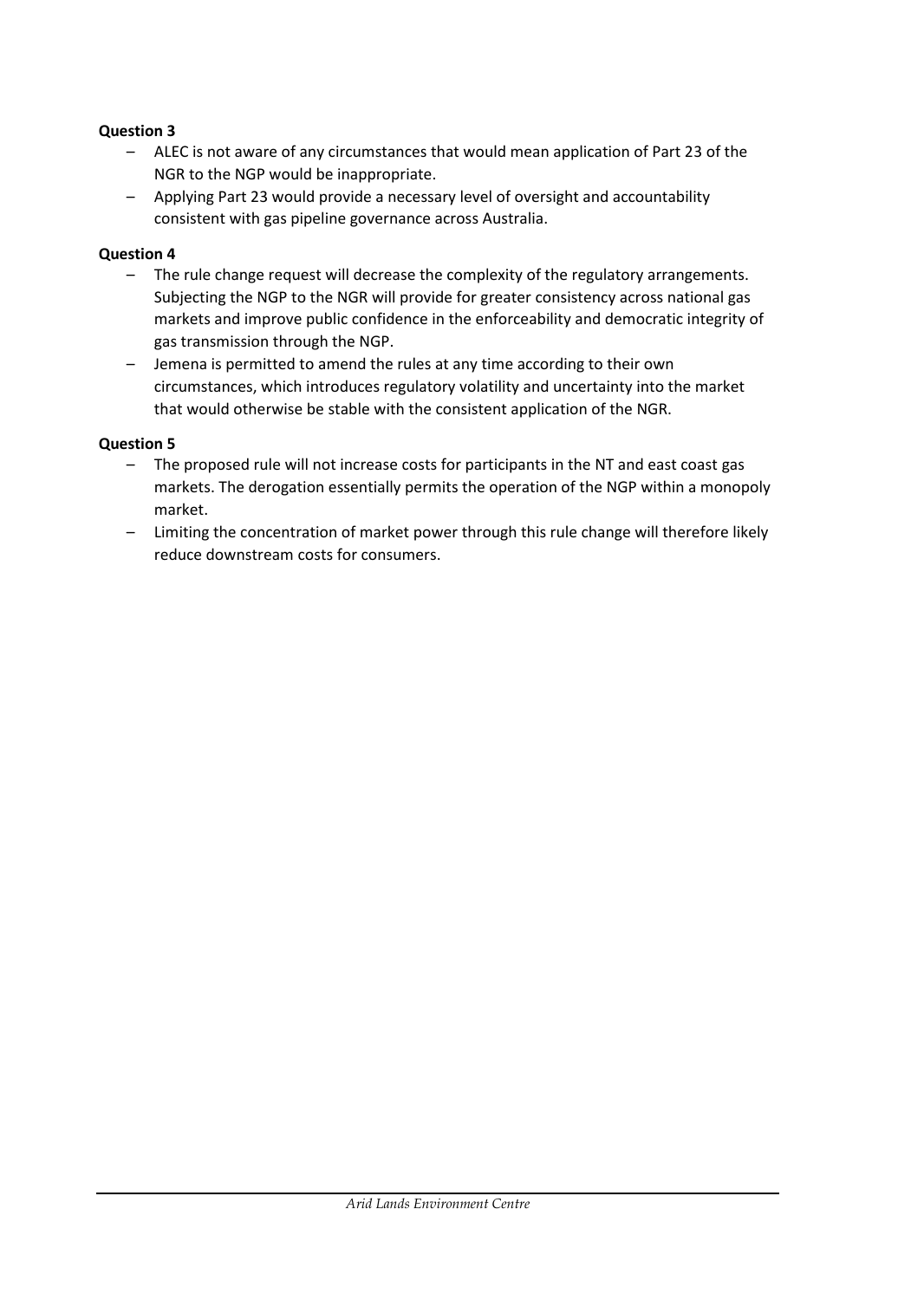**Question 3**

- ALEC is not aware of any circumstances that would mean application of Part 23 of the NGR to the NGP would be inappropriate.
- Applying Part 23 would provide a necessary level of oversight and accountability consistent with gas pipeline governance across Australia.

**Question 4**

- The rule change request will decrease the complexity of the regulatory arrangements. Subjecting the NGP to the NGR will provide for greater consistency across national gas markets and improve public confidence in the enforceability and democratic integrity of gas transmission through the NGP.
- Jemena is permitted to amend the rules at any time according to their own circumstances, which introduces regulatory volatility and uncertainty into the market that would otherwise be stable with the consistent application of the NGR.

**Question 5**

- The proposed rule will not increase costs for participants in the NT and east coast gas markets. The derogation essentially permits the operation of the NGP within a monopoly market.
- Limiting the concentration of market power through this rule change will therefore likely reduce downstream costs for consumers.